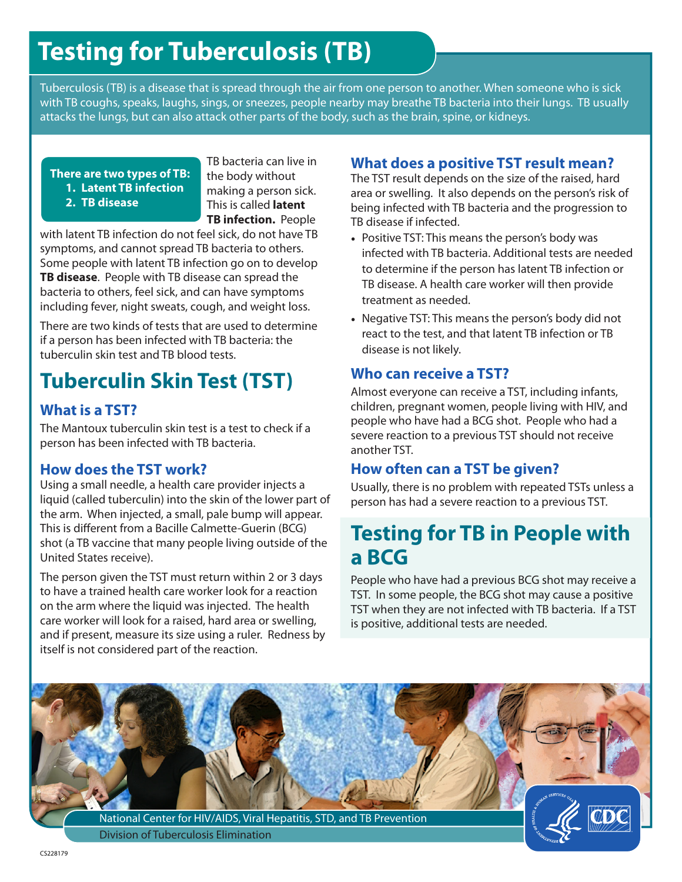# Testing for Tuberculosis (TB)

Tuberculosis (TB) is a disease that is spread through the air from one person to another. When someone who is sick with TB coughs, speaks, laughs, sings, or sneezes, people nearby may breathe TB bacteria into their lungs. TB usually attacks the lungs, but can also attack other parts of the body, such as the brain, spine, or kidneys.

**There are two types of TB:**
1. **Latent TB infection**
2. **TB disease**

TB bacteria can live in the body without making a person sick. This is called **latent TB infection.** People with latent TB infection do not feel sick, do not have TB symptoms, and cannot spread TB bacteria to others. Some people with latent TB infection go on to develop **TB disease**. People with TB disease can spread the bacteria to others, feel sick, and can have symptoms including fever, night sweats, cough, and weight loss.

There are two kinds of tests that are used to determine if a person has been infected with TB bacteria: the tuberculin skin test and TB blood tests.

## Tuberculin Skin Test (TST)

### What is a TST?

The Mantoux tuberculin skin test is a test to check if a person has been infected with TB bacteria.

### How does the TST work?

Using a small needle, a health care provider injects a liquid (called tuberculin) into the skin of the lower part of the arm. When injected, a small, pale bump will appear. This is different from a Bacille Calmette-Guerin (BCG) shot (a TB vaccine that many people living outside of the United States receive).

The person given the TST must return within 2 or 3 days to have a trained health care worker look for a reaction on the arm where the liquid was injected. The health care worker will look for a raised, hard area or swelling, and if present, measure its size using a ruler. Redness by itself is not considered part of the reaction.

### What does a positive TST result mean?

The TST result depends on the size of the raised, hard area or swelling. It also depends on the person's risk of being infected with TB bacteria and the progression to TB disease if infected.

- Positive TST: This means the person's body was infected with TB bacteria. Additional tests are needed to determine if the person has latent TB infection or TB disease. A health care worker will then provide treatment as needed.
- Negative TST: This means the person's body did not react to the test, and that latent TB infection or TB disease is not likely.

### Who can receive a TST?

Almost everyone can receive a TST, including infants, children, pregnant women, people living with HIV, and people who have had a BCG shot. People who had a severe reaction to a previous TST should not receive another TST.

### How often can a TST be given?

Usually, there is no problem with repeated TSTs unless a person has had a severe reaction to a previous TST.

## Testing for TB in People with a BCG

People who have had a previous BCG shot may receive a TST. In some people, the BCG shot may cause a positive TST when they are not infected with TB bacteria. If a TST is positive, additional tests are needed.

National Center for HIV/AIDS, Viral Hepatitis, STD, and TB Prevention
Division of Tuberculosis Elimination

CS228179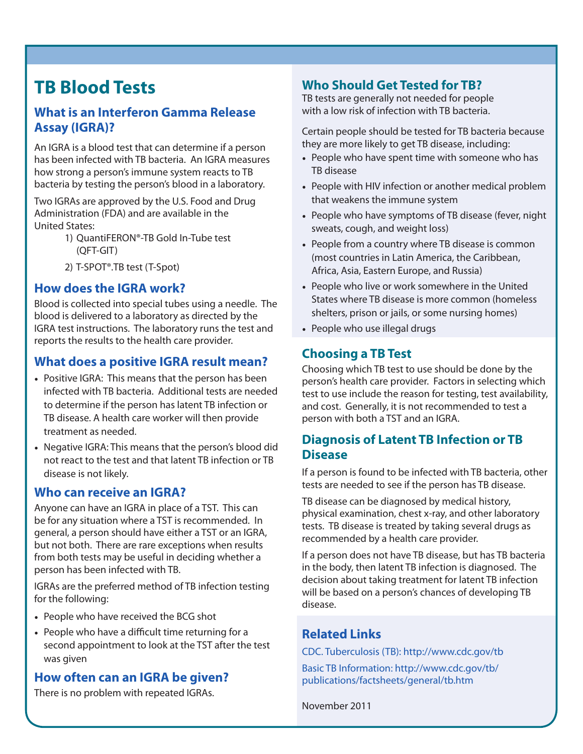# TB Blood Tests

## What is an Interferon Gamma Release Assay (IGRA)?

An IGRA is a blood test that can determine if a person has been infected with TB bacteria. An IGRA measures how strong a person's immune system reacts to TB bacteria by testing the person's blood in a laboratory.

Two IGRAs are approved by the U.S. Food and Drug Administration (FDA) and are available in the United States:

1) QuantiFERON®-TB Gold In-Tube test (QFT-GIT)
2) T-SPOT®.TB test (T-Spot)

## How does the IGRA work?

Blood is collected into special tubes using a needle. The blood is delivered to a laboratory as directed by the IGRA test instructions. The laboratory runs the test and reports the results to the health care provider.

## What does a positive IGRA result mean?

- Positive IGRA: This means that the person has been infected with TB bacteria. Additional tests are needed to determine if the person has latent TB infection or TB disease. A health care worker will then provide treatment as needed.
- Negative IGRA: This means that the person's blood did not react to the test and that latent TB infection or TB disease is not likely.

## Who can receive an IGRA?

Anyone can have an IGRA in place of a TST. This can be for any situation where a TST is recommended. In general, a person should have either a TST or an IGRA, but not both. There are rare exceptions when results from both tests may be useful in deciding whether a person has been infected with TB.

IGRAs are the preferred method of TB infection testing for the following:

- People who have received the BCG shot
- People who have a difficult time returning for a second appointment to look at the TST after the test was given

## How often can an IGRA be given?

There is no problem with repeated IGRAs.

## Who Should Get Tested for TB?

TB tests are generally not needed for people with a low risk of infection with TB bacteria.

Certain people should be tested for TB bacteria because they are more likely to get TB disease, including:

- People who have spent time with someone who has TB disease
- People with HIV infection or another medical problem that weakens the immune system
- People who have symptoms of TB disease (fever, night sweats, cough, and weight loss)
- People from a country where TB disease is common (most countries in Latin America, the Caribbean, Africa, Asia, Eastern Europe, and Russia)
- People who live or work somewhere in the United States where TB disease is more common (homeless shelters, prison or jails, or some nursing homes)
- People who use illegal drugs

## Choosing a TB Test

Choosing which TB test to use should be done by the person's health care provider. Factors in selecting which test to use include the reason for testing, test availability, and cost. Generally, it is not recommended to test a person with both a TST and an IGRA.

## Diagnosis of Latent TB Infection or TB Disease

If a person is found to be infected with TB bacteria, other tests are needed to see if the person has TB disease.

TB disease can be diagnosed by medical history, physical examination, chest x-ray, and other laboratory tests. TB disease is treated by taking several drugs as recommended by a health care provider.

If a person does not have TB disease, but has TB bacteria in the body, then latent TB infection is diagnosed. The decision about taking treatment for latent TB infection will be based on a person's chances of developing TB disease.

## Related Links

CDC. Tuberculosis (TB): http://www.cdc.gov/tb

Basic TB Information: http://www.cdc.gov/tb/publications/factsheets/general/tb.htm

November 2011